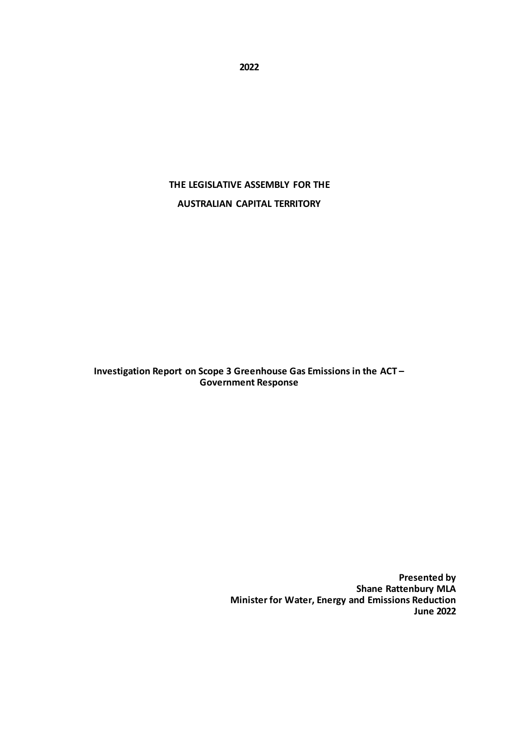**2022**

**THE LEGISLATIVE ASSEMBLY FOR THE**

**AUSTRALIAN CAPITAL TERRITORY**

**Investigation Report on Scope 3 Greenhouse Gas Emissions in the ACT – Government Response**

**Presented by**
**Shane Rattenbury MLA**
**Minister for Water, Energy and Emissions Reduction**
**June 2022**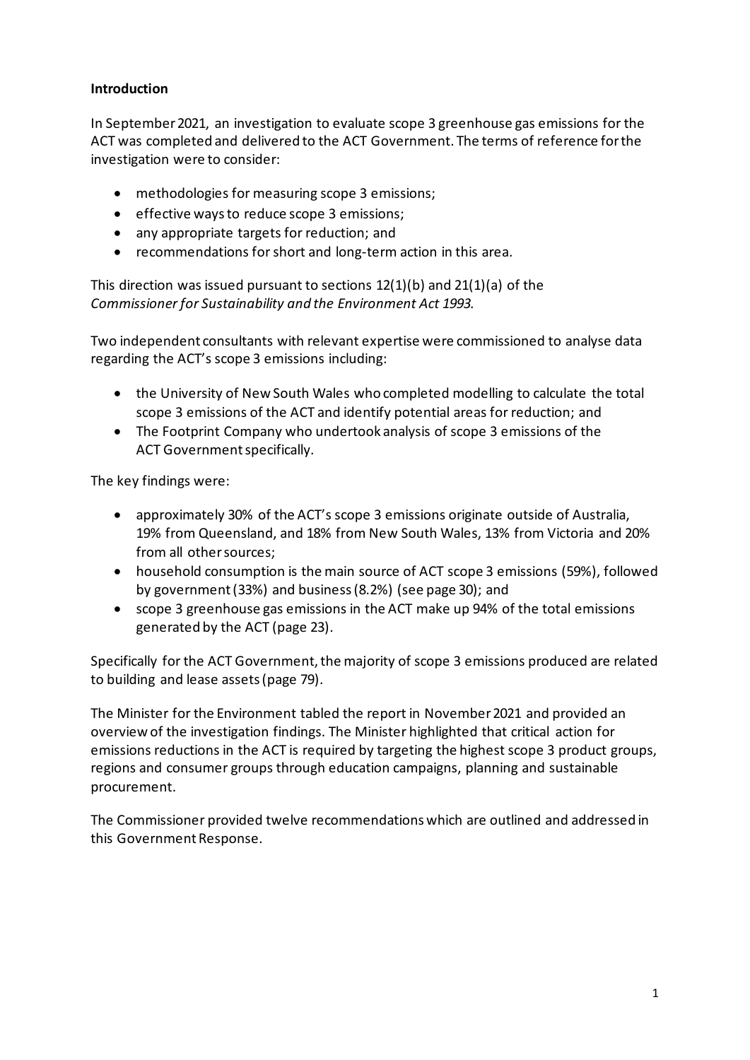**Introduction**

In September 2021, an investigation to evaluate scope 3 greenhouse gas emissions for the ACT was completed and delivered to the ACT Government. The terms of reference for the investigation were to consider:

- methodologies for measuring scope 3 emissions;
- effective ways to reduce scope 3 emissions;
- any appropriate targets for reduction; and
- recommendations for short and long-term action in this area.

This direction was issued pursuant to sections 12(1)(b) and 21(1)(a) of the *Commissioner for Sustainability and the Environment Act 1993.*

Two independent consultants with relevant expertise were commissioned to analyse data regarding the ACT's scope 3 emissions including:

- the University of New South Wales who completed modelling to calculate the total scope 3 emissions of the ACT and identify potential areas for reduction; and
- The Footprint Company who undertook analysis of scope 3 emissions of the ACT Government specifically.

The key findings were:

- approximately 30% of the ACT's scope 3 emissions originate outside of Australia, 19% from Queensland, and 18% from New South Wales, 13% from Victoria and 20% from all other sources;
- household consumption is the main source of ACT scope 3 emissions (59%), followed by government (33%) and business (8.2%) (see page 30); and
- scope 3 greenhouse gas emissions in the ACT make up 94% of the total emissions generated by the ACT (page 23).

Specifically for the ACT Government, the majority of scope 3 emissions produced are related to building and lease assets (page 79).

The Minister for the Environment tabled the report in November 2021 and provided an overview of the investigation findings. The Minister highlighted that critical action for emissions reductions in the ACT is required by targeting the highest scope 3 product groups, regions and consumer groups through education campaigns, planning and sustainable procurement.

The Commissioner provided twelve recommendations which are outlined and addressed in this Government Response.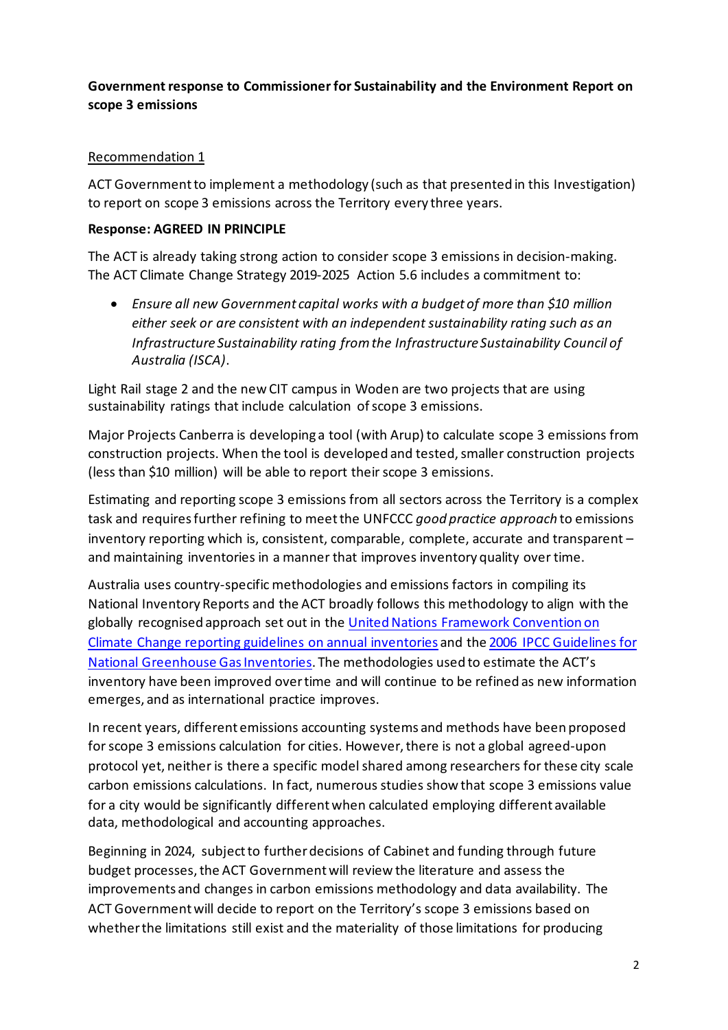**Government response to Commissioner for Sustainability and the Environment Report on scope 3 emissions**

<u>Recommendation 1</u>

ACT Government to implement a methodology (such as that presented in this Investigation) to report on scope 3 emissions across the Territory every three years.

**Response: AGREED IN PRINCIPLE**

The ACT is already taking strong action to consider scope 3 emissions in decision-making. The ACT Climate Change Strategy 2019-2025 Action 5.6 includes a commitment to:

- *Ensure all new Government capital works with a budget of more than $10 million either seek or are consistent with an independent sustainability rating such as an Infrastructure Sustainability rating from the Infrastructure Sustainability Council of Australia (ISCA).*

Light Rail stage 2 and the new CIT campus in Woden are two projects that are using sustainability ratings that include calculation of scope 3 emissions.

Major Projects Canberra is developing a tool (with Arup) to calculate scope 3 emissions from construction projects. When the tool is developed and tested, smaller construction projects (less than $10 million) will be able to report their scope 3 emissions.

Estimating and reporting scope 3 emissions from all sectors across the Territory is a complex task and requires further refining to meet the UNFCCC *good practice approach* to emissions inventory reporting which is, consistent, comparable, complete, accurate and transparent – and maintaining inventories in a manner that improves inventory quality over time.

Australia uses country-specific methodologies and emissions factors in compiling its National Inventory Reports and the ACT broadly follows this methodology to align with the globally recognised approach set out in the United Nations Framework Convention on Climate Change reporting guidelines on annual inventories and the 2006 IPCC Guidelines for National Greenhouse Gas Inventories. The methodologies used to estimate the ACT's inventory have been improved over time and will continue to be refined as new information emerges, and as international practice improves.

In recent years, different emissions accounting systems and methods have been proposed for scope 3 emissions calculation for cities. However, there is not a global agreed-upon protocol yet, neither is there a specific model shared among researchers for these city scale carbon emissions calculations. In fact, numerous studies show that scope 3 emissions value for a city would be significantly different when calculated employing different available data, methodological and accounting approaches.

Beginning in 2024, subject to further decisions of Cabinet and funding through future budget processes, the ACT Government will review the literature and assess the improvements and changes in carbon emissions methodology and data availability. The ACT Government will decide to report on the Territory's scope 3 emissions based on whether the limitations still exist and the materiality of those limitations for producing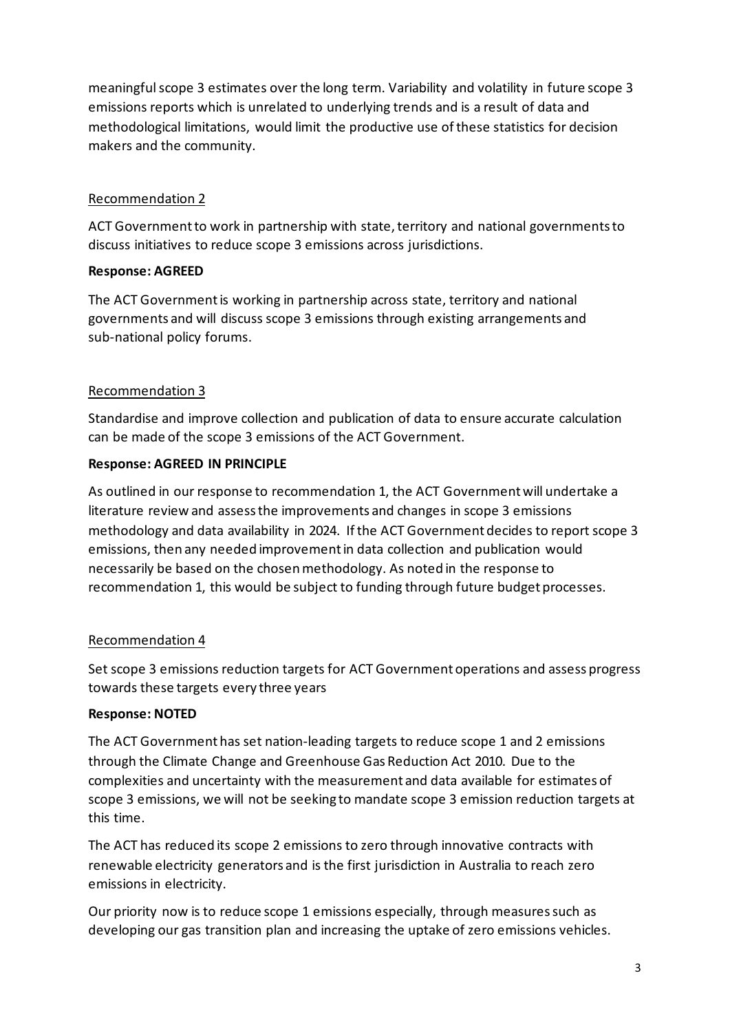meaningful scope 3 estimates over the long term. Variability and volatility in future scope 3 emissions reports which is unrelated to underlying trends and is a result of data and methodological limitations, would limit the productive use of these statistics for decision makers and the community.

Recommendation 2

ACT Government to work in partnership with state, territory and national governments to discuss initiatives to reduce scope 3 emissions across jurisdictions.

**Response: AGREED**

The ACT Government is working in partnership across state, territory and national governments and will discuss scope 3 emissions through existing arrangements and sub-national policy forums.

Recommendation 3

Standardise and improve collection and publication of data to ensure accurate calculation can be made of the scope 3 emissions of the ACT Government.

**Response: AGREED IN PRINCIPLE**

As outlined in our response to recommendation 1, the ACT Government will undertake a literature review and assess the improvements and changes in scope 3 emissions methodology and data availability in 2024. If the ACT Government decides to report scope 3 emissions, then any needed improvement in data collection and publication would necessarily be based on the chosen methodology. As noted in the response to recommendation 1, this would be subject to funding through future budget processes.

Recommendation 4

Set scope 3 emissions reduction targets for ACT Government operations and assess progress towards these targets every three years

**Response: NOTED**

The ACT Government has set nation-leading targets to reduce scope 1 and 2 emissions through the Climate Change and Greenhouse Gas Reduction Act 2010. Due to the complexities and uncertainty with the measurement and data available for estimates of scope 3 emissions, we will not be seeking to mandate scope 3 emission reduction targets at this time.

The ACT has reduced its scope 2 emissions to zero through innovative contracts with renewable electricity generators and is the first jurisdiction in Australia to reach zero emissions in electricity.

Our priority now is to reduce scope 1 emissions especially, through measures such as developing our gas transition plan and increasing the uptake of zero emissions vehicles.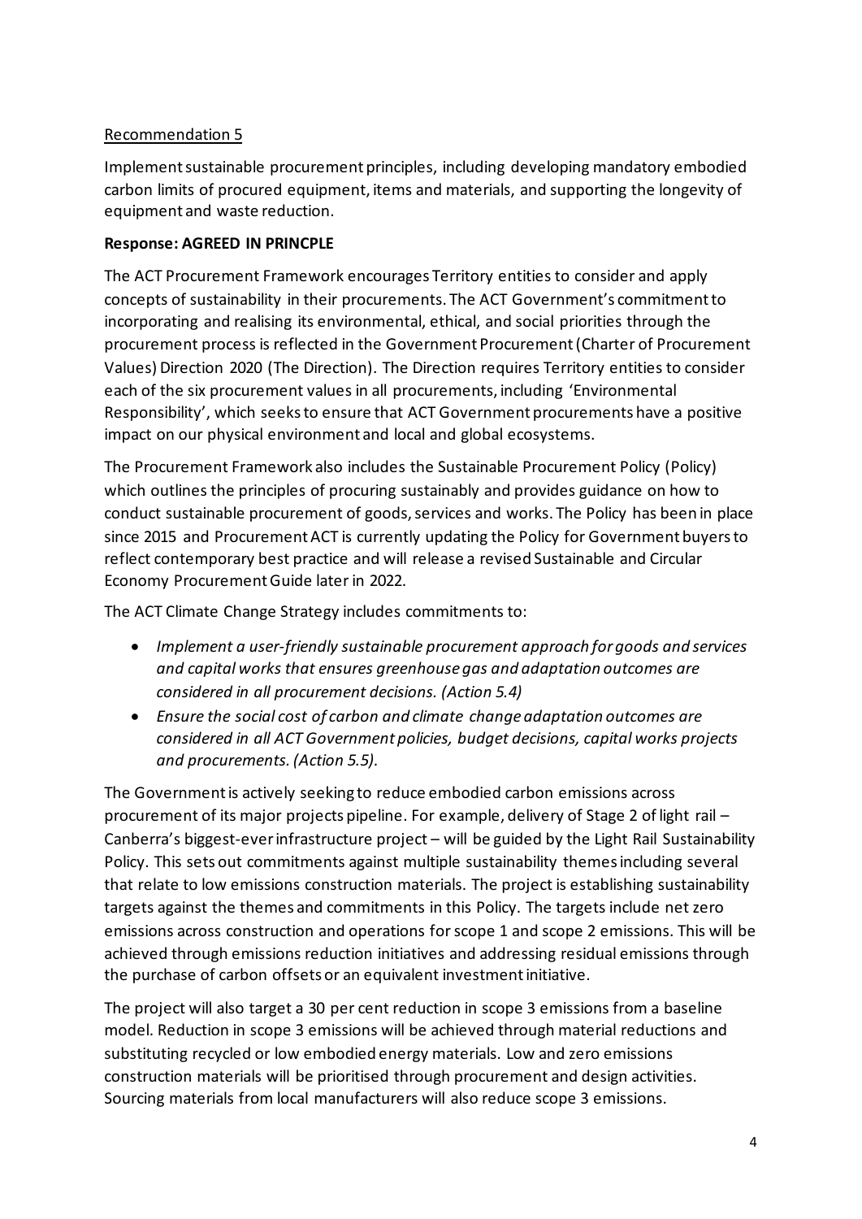Recommendation 5

Implement sustainable procurement principles, including developing mandatory embodied carbon limits of procured equipment, items and materials, and supporting the longevity of equipment and waste reduction.

**Response: AGREED IN PRINCPLE**

The ACT Procurement Framework encourages Territory entities to consider and apply concepts of sustainability in their procurements. The ACT Government's commitment to incorporating and realising its environmental, ethical, and social priorities through the procurement process is reflected in the Government Procurement (Charter of Procurement Values) Direction 2020 (The Direction). The Direction requires Territory entities to consider each of the six procurement values in all procurements, including 'Environmental Responsibility', which seeks to ensure that ACT Government procurements have a positive impact on our physical environment and local and global ecosystems.

The Procurement Framework also includes the Sustainable Procurement Policy (Policy) which outlines the principles of procuring sustainably and provides guidance on how to conduct sustainable procurement of goods, services and works. The Policy has been in place since 2015 and Procurement ACT is currently updating the Policy for Government buyers to reflect contemporary best practice and will release a revised Sustainable and Circular Economy Procurement Guide later in 2022.

The ACT Climate Change Strategy includes commitments to:

- *Implement a user-friendly sustainable procurement approach for goods and services and capital works that ensures greenhouse gas and adaptation outcomes are considered in all procurement decisions. (Action 5.4)*
- *Ensure the social cost of carbon and climate change adaptation outcomes are considered in all ACT Government policies, budget decisions, capital works projects and procurements. (Action 5.5).*

The Government is actively seeking to reduce embodied carbon emissions across procurement of its major projects pipeline. For example, delivery of Stage 2 of light rail – Canberra's biggest-ever infrastructure project – will be guided by the Light Rail Sustainability Policy. This sets out commitments against multiple sustainability themes including several that relate to low emissions construction materials. The project is establishing sustainability targets against the themes and commitments in this Policy. The targets include net zero emissions across construction and operations for scope 1 and scope 2 emissions. This will be achieved through emissions reduction initiatives and addressing residual emissions through the purchase of carbon offsets or an equivalent investment initiative.

The project will also target a 30 per cent reduction in scope 3 emissions from a baseline model. Reduction in scope 3 emissions will be achieved through material reductions and substituting recycled or low embodied energy materials. Low and zero emissions construction materials will be prioritised through procurement and design activities. Sourcing materials from local manufacturers will also reduce scope 3 emissions.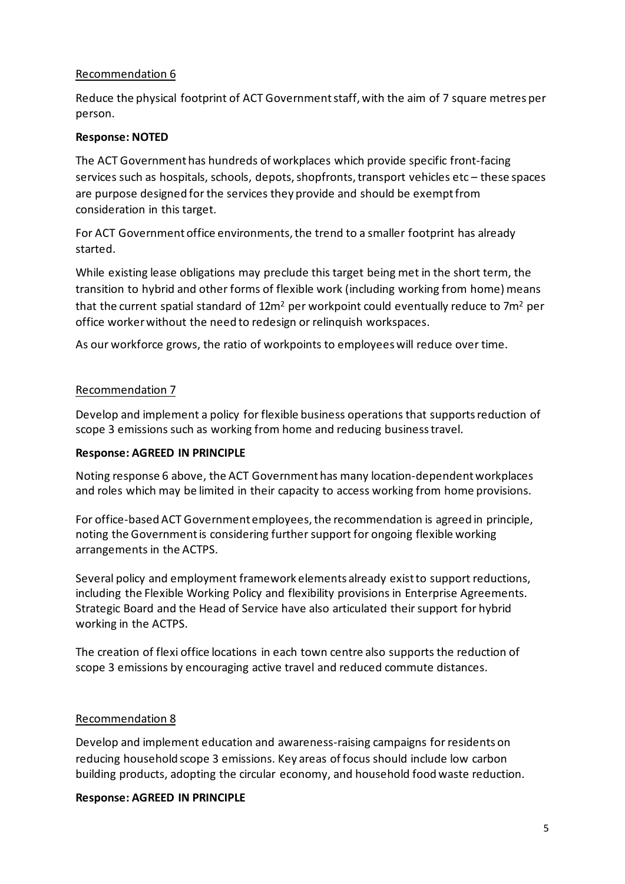Recommendation 6

Reduce the physical footprint of ACT Government staff, with the aim of 7 square metres per person.

**Response: NOTED**

The ACT Government has hundreds of workplaces which provide specific front-facing services such as hospitals, schools, depots, shopfronts, transport vehicles etc – these spaces are purpose designed for the services they provide and should be exempt from consideration in this target.

For ACT Government office environments, the trend to a smaller footprint has already started.

While existing lease obligations may preclude this target being met in the short term, the transition to hybrid and other forms of flexible work (including working from home) means that the current spatial standard of $12m^2$ per workpoint could eventually reduce to $7m^2$ per office worker without the need to redesign or relinquish workspaces.

As our workforce grows, the ratio of workpoints to employees will reduce over time.

Recommendation 7

Develop and implement a policy for flexible business operations that supports reduction of scope 3 emissions such as working from home and reducing business travel.

**Response: AGREED IN PRINCIPLE**

Noting response 6 above, the ACT Government has many location-dependent workplaces and roles which may be limited in their capacity to access working from home provisions.

For office-based ACT Government employees, the recommendation is agreed in principle, noting the Government is considering further support for ongoing flexible working arrangements in the ACTPS.

Several policy and employment framework elements already exist to support reductions, including the Flexible Working Policy and flexibility provisions in Enterprise Agreements. Strategic Board and the Head of Service have also articulated their support for hybrid working in the ACTPS.

The creation of flexi office locations in each town centre also supports the reduction of scope 3 emissions by encouraging active travel and reduced commute distances.

Recommendation 8

Develop and implement education and awareness-raising campaigns for residents on reducing household scope 3 emissions. Key areas of focus should include low carbon building products, adopting the circular economy, and household food waste reduction.

**Response: AGREED IN PRINCIPLE**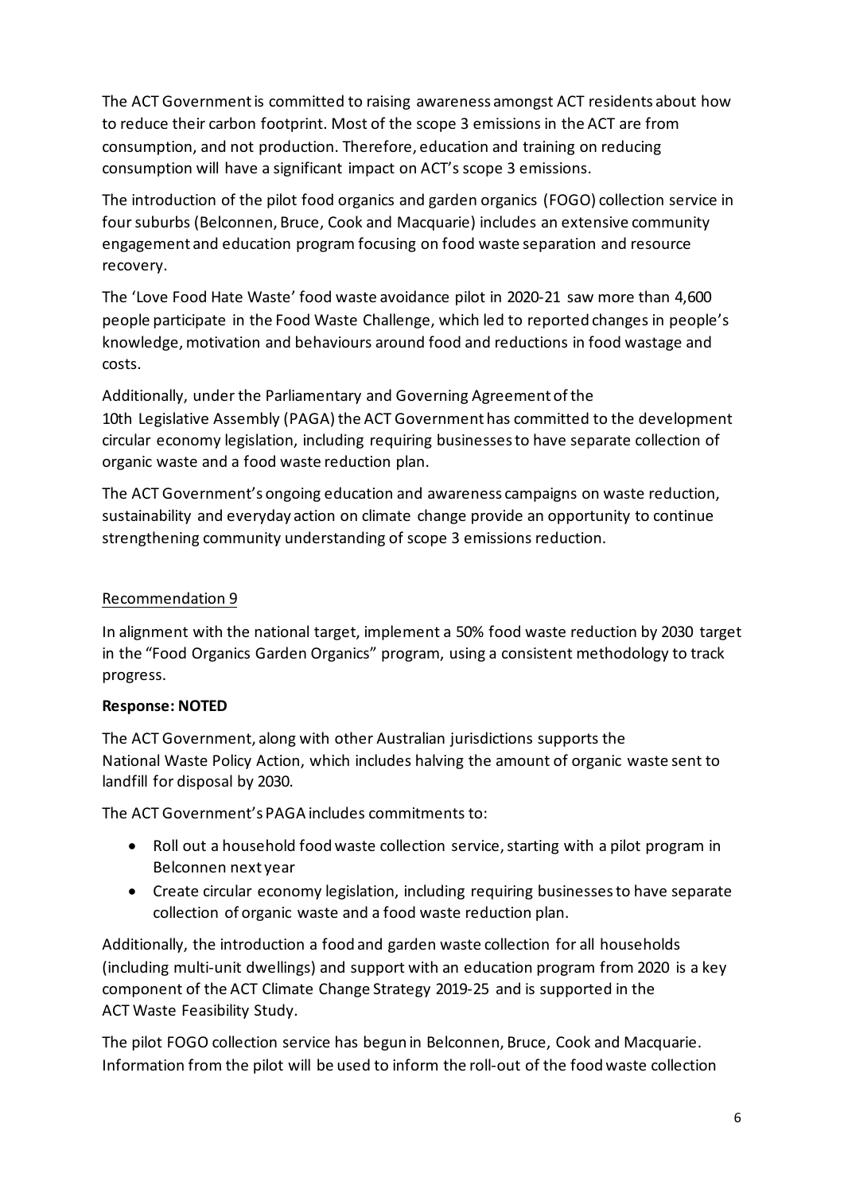The ACT Government is committed to raising awareness amongst ACT residents about how to reduce their carbon footprint. Most of the scope 3 emissions in the ACT are from consumption, and not production. Therefore, education and training on reducing consumption will have a significant impact on ACT's scope 3 emissions.

The introduction of the pilot food organics and garden organics (FOGO) collection service in four suburbs (Belconnen, Bruce, Cook and Macquarie) includes an extensive community engagement and education program focusing on food waste separation and resource recovery.

The 'Love Food Hate Waste' food waste avoidance pilot in 2020-21 saw more than 4,600 people participate in the Food Waste Challenge, which led to reported changes in people's knowledge, motivation and behaviours around food and reductions in food wastage and costs.

Additionally, under the Parliamentary and Governing Agreement of the 10th Legislative Assembly (PAGA) the ACT Government has committed to the development circular economy legislation, including requiring businesses to have separate collection of organic waste and a food waste reduction plan.

The ACT Government's ongoing education and awareness campaigns on waste reduction, sustainability and everyday action on climate change provide an opportunity to continue strengthening community understanding of scope 3 emissions reduction.

Recommendation 9

In alignment with the national target, implement a 50% food waste reduction by 2030 target in the "Food Organics Garden Organics" program, using a consistent methodology to track progress.

**Response: NOTED**

The ACT Government, along with other Australian jurisdictions supports the National Waste Policy Action, which includes halving the amount of organic waste sent to landfill for disposal by 2030.

The ACT Government's PAGA includes commitments to:

- Roll out a household food waste collection service, starting with a pilot program in Belconnen next year
- Create circular economy legislation, including requiring businesses to have separate collection of organic waste and a food waste reduction plan.

Additionally, the introduction a food and garden waste collection for all households (including multi-unit dwellings) and support with an education program from 2020 is a key component of the ACT Climate Change Strategy 2019-25 and is supported in the ACT Waste Feasibility Study.

The pilot FOGO collection service has begun in Belconnen, Bruce, Cook and Macquarie. Information from the pilot will be used to inform the roll-out of the food waste collection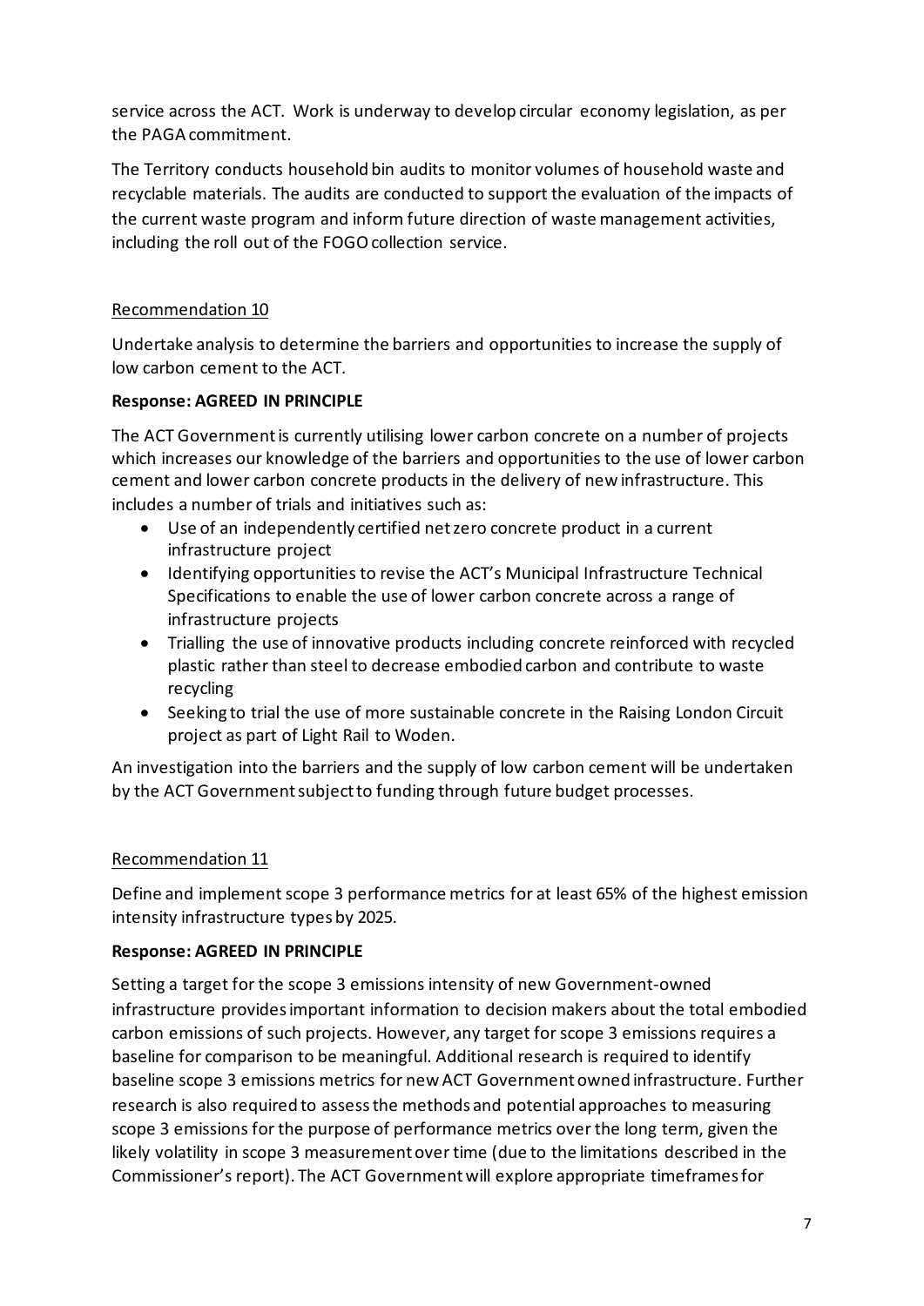service across the ACT. Work is underway to develop circular economy legislation, as per the PAGA commitment.

The Territory conducts household bin audits to monitor volumes of household waste and recyclable materials. The audits are conducted to support the evaluation of the impacts of the current waste program and inform future direction of waste management activities, including the roll out of the FOGO collection service.

## Recommendation 10

Undertake analysis to determine the barriers and opportunities to increase the supply of low carbon cement to the ACT.

**Response: AGREED IN PRINCIPLE**

The ACT Government is currently utilising lower carbon concrete on a number of projects which increases our knowledge of the barriers and opportunities to the use of lower carbon cement and lower carbon concrete products in the delivery of new infrastructure. This includes a number of trials and initiatives such as:

- Use of an independently certified net zero concrete product in a current infrastructure project
- Identifying opportunities to revise the ACT's Municipal Infrastructure Technical Specifications to enable the use of lower carbon concrete across a range of infrastructure projects
- Trialling the use of innovative products including concrete reinforced with recycled plastic rather than steel to decrease embodied carbon and contribute to waste recycling
- Seeking to trial the use of more sustainable concrete in the Raising London Circuit project as part of Light Rail to Woden.

An investigation into the barriers and the supply of low carbon cement will be undertaken by the ACT Government subject to funding through future budget processes.

## Recommendation 11

Define and implement scope 3 performance metrics for at least 65% of the highest emission intensity infrastructure types by 2025.

**Response: AGREED IN PRINCIPLE**

Setting a target for the scope 3 emissions intensity of new Government-owned infrastructure provides important information to decision makers about the total embodied carbon emissions of such projects. However, any target for scope 3 emissions requires a baseline for comparison to be meaningful. Additional research is required to identify baseline scope 3 emissions metrics for new ACT Government owned infrastructure. Further research is also required to assess the methods and potential approaches to measuring scope 3 emissions for the purpose of performance metrics over the long term, given the likely volatility in scope 3 measurement over time (due to the limitations described in the Commissioner's report). The ACT Government will explore appropriate timeframes for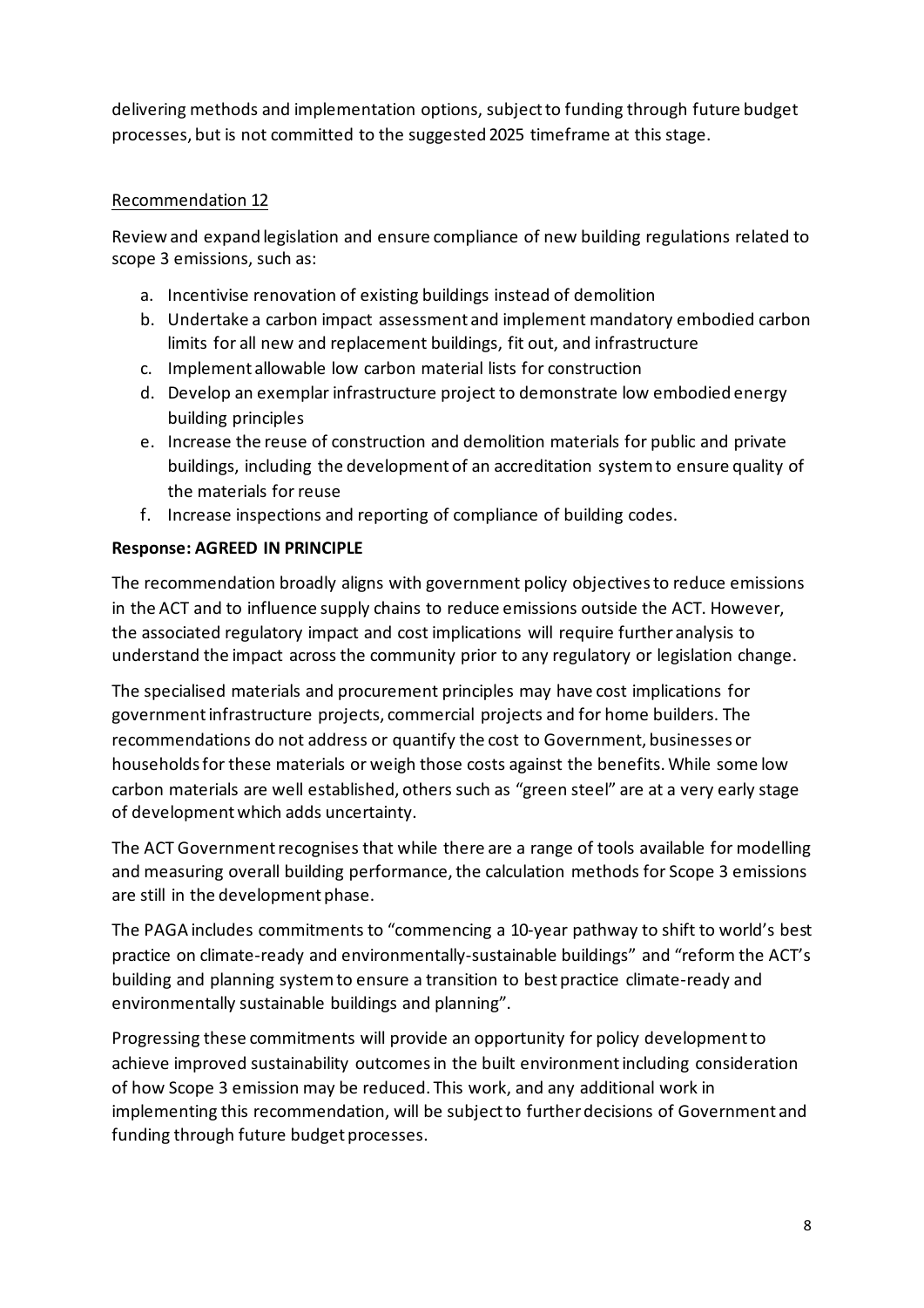delivering methods and implementation options, subject to funding through future budget processes, but is not committed to the suggested 2025 timeframe at this stage.

Recommendation 12

Review and expand legislation and ensure compliance of new building regulations related to scope 3 emissions, such as:

a. Incentivise renovation of existing buildings instead of demolition
b. Undertake a carbon impact assessment and implement mandatory embodied carbon limits for all new and replacement buildings, fit out, and infrastructure
c. Implement allowable low carbon material lists for construction
d. Develop an exemplar infrastructure project to demonstrate low embodied energy building principles
e. Increase the reuse of construction and demolition materials for public and private buildings, including the development of an accreditation system to ensure quality of the materials for reuse
f. Increase inspections and reporting of compliance of building codes.

**Response: AGREED IN PRINCIPLE**

The recommendation broadly aligns with government policy objectives to reduce emissions in the ACT and to influence supply chains to reduce emissions outside the ACT. However, the associated regulatory impact and cost implications will require further analysis to understand the impact across the community prior to any regulatory or legislation change.

The specialised materials and procurement principles may have cost implications for government infrastructure projects, commercial projects and for home builders. The recommendations do not address or quantify the cost to Government, businesses or households for these materials or weigh those costs against the benefits. While some low carbon materials are well established, others such as "green steel" are at a very early stage of development which adds uncertainty.

The ACT Government recognises that while there are a range of tools available for modelling and measuring overall building performance, the calculation methods for Scope 3 emissions are still in the development phase.

The PAGA includes commitments to "commencing a 10-year pathway to shift to world's best practice on climate-ready and environmentally-sustainable buildings" and "reform the ACT's building and planning system to ensure a transition to best practice climate-ready and environmentally sustainable buildings and planning".

Progressing these commitments will provide an opportunity for policy development to achieve improved sustainability outcomes in the built environment including consideration of how Scope 3 emission may be reduced. This work, and any additional work in implementing this recommendation, will be subject to further decisions of Government and funding through future budget processes.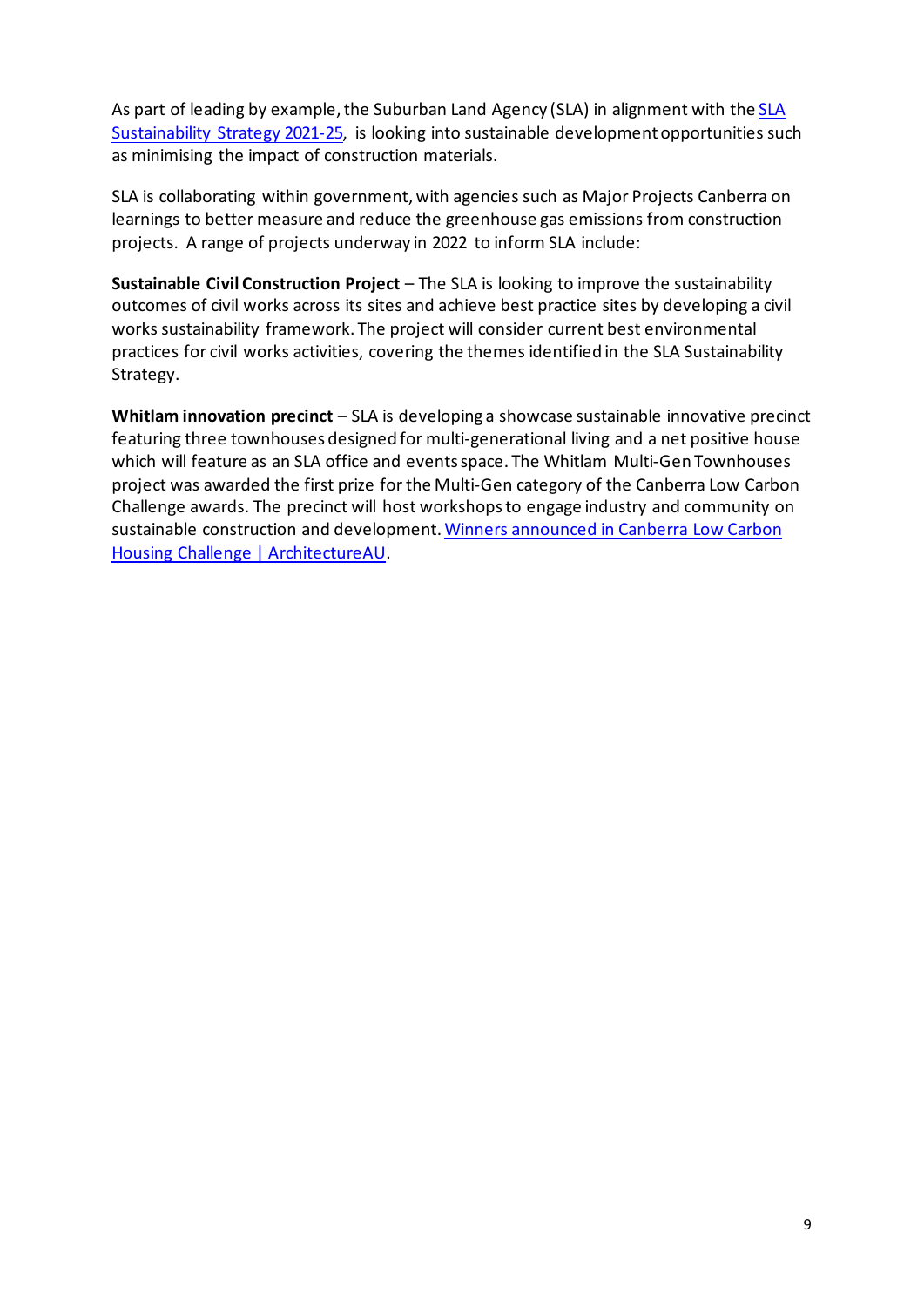As part of leading by example, the Suburban Land Agency (SLA) in alignment with the [SLA Sustainability Strategy 2021-25](), is looking into sustainable development opportunities such as minimising the impact of construction materials.

SLA is collaborating within government, with agencies such as Major Projects Canberra on learnings to better measure and reduce the greenhouse gas emissions from construction projects. A range of projects underway in 2022 to inform SLA include:

**Sustainable Civil Construction Project** – The SLA is looking to improve the sustainability outcomes of civil works across its sites and achieve best practice sites by developing a civil works sustainability framework. The project will consider current best environmental practices for civil works activities, covering the themes identified in the SLA Sustainability Strategy.

**Whitlam innovation precinct** – SLA is developing a showcase sustainable innovative precinct featuring three townhouses designed for multi-generational living and a net positive house which will feature as an SLA office and events space. The Whitlam Multi-Gen Townhouses project was awarded the first prize for the Multi-Gen category of the Canberra Low Carbon Challenge awards. The precinct will host workshops to engage industry and community on sustainable construction and development. [Winners announced in Canberra Low Carbon Housing Challenge | ArchitectureAU]().